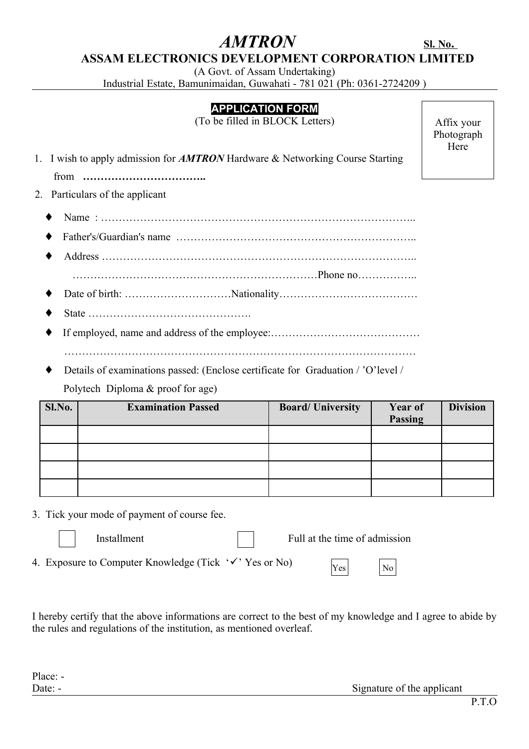# *AMTRON*

**Sl. No.**

## ASSAM ELECTRONICS DEVELOPMENT CORPORATION LIMITED

(A Govt. of Assam Undertaking)

Industrial Estate, Bamunimaidan, Guwahati - 781 021 (Ph: 0361-2724209 )

**APPLICATION FORM**

(To be filled in BLOCK Letters)

Affix your Photograph Here

1. I wish to apply admission for ***AMTRON*** Hardware & Networking Course Starting from **……………………………..**

2. Particulars of the applicant

- Name : ……………………………………………………………………………..
- Father's/Guardian's name ………………………………………………………..
- Address ……………………………………………………………………………..
  ……………………………………………………………Phone no……………..
- Date of birth: …………………………Nationality…………………………………
- State ……………………………………….
- If employed, name and address of the employee:……………………………………
  ……………………………………………………………………………………
- Details of examinations passed: (Enclose certificate for Graduation / 'O'level / Polytech Diploma & proof for age)

| Sl.No. | Examination Passed | Board/ University | Year of Passing | Division |
|---|---|---|---|---|
| | | | | |
| | | | | |
| | | | | |
| | | | | |

3. Tick your mode of payment of course fee.

☐ Installment ☐ Full at the time of admission

4. Exposure to Computer Knowledge (Tick '✓' Yes or No) Yes No

I hereby certify that the above informations are correct to the best of my knowledge and I agree to abide by the rules and regulations of the institution, as mentioned overleaf.

Place: -

Date: -

Signature of the applicant

P.T.O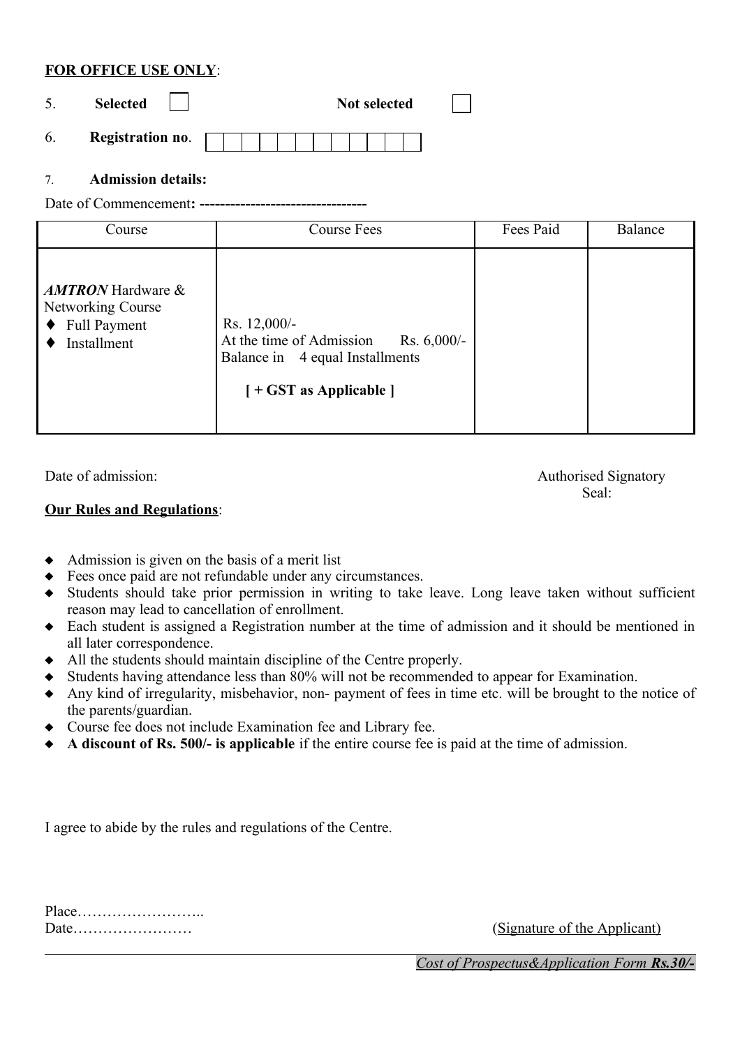**FOR OFFICE USE ONLY**:

5. **Selected** ☐ **Not selected** ☐

6. **Registration no**. ☐☐☐☐☐☐☐☐☐☐☐☐

7. **Admission details:**

Date of Commencement**: ---------------------------------**

| Course | Course Fees | Fees Paid | Balance |
|---|---|---|---|
| ***AMTRON*** Hardware & Networking Course<br>♦ Full Payment<br>♦ Installment | Rs. 12,000/-<br>At the time of Admission Rs. 6,000/-<br>Balance in 4 equal Installments<br><br>**[ + GST as Applicable ]** | | |

Date of admission:

Authorised Signatory
Seal:

**Our Rules and Regulations**:

- Admission is given on the basis of a merit list
- Fees once paid are not refundable under any circumstances.
- Students should take prior permission in writing to take leave. Long leave taken without sufficient reason may lead to cancellation of enrollment.
- Each student is assigned a Registration number at the time of admission and it should be mentioned in all later correspondence.
- All the students should maintain discipline of the Centre properly.
- Students having attendance less than 80% will not be recommended to appear for Examination.
- Any kind of irregularity, misbehavior, non- payment of fees in time etc. will be brought to the notice of the parents/guardian.
- Course fee does not include Examination fee and Library fee.
- **A discount of Rs. 500/- is applicable** if the entire course fee is paid at the time of admission.

I agree to abide by the rules and regulations of the Centre.

Place……………………..
Date……………………

(Signature of the Applicant)

*Cost of Prospectus&Application Form* ***Rs.30/-***